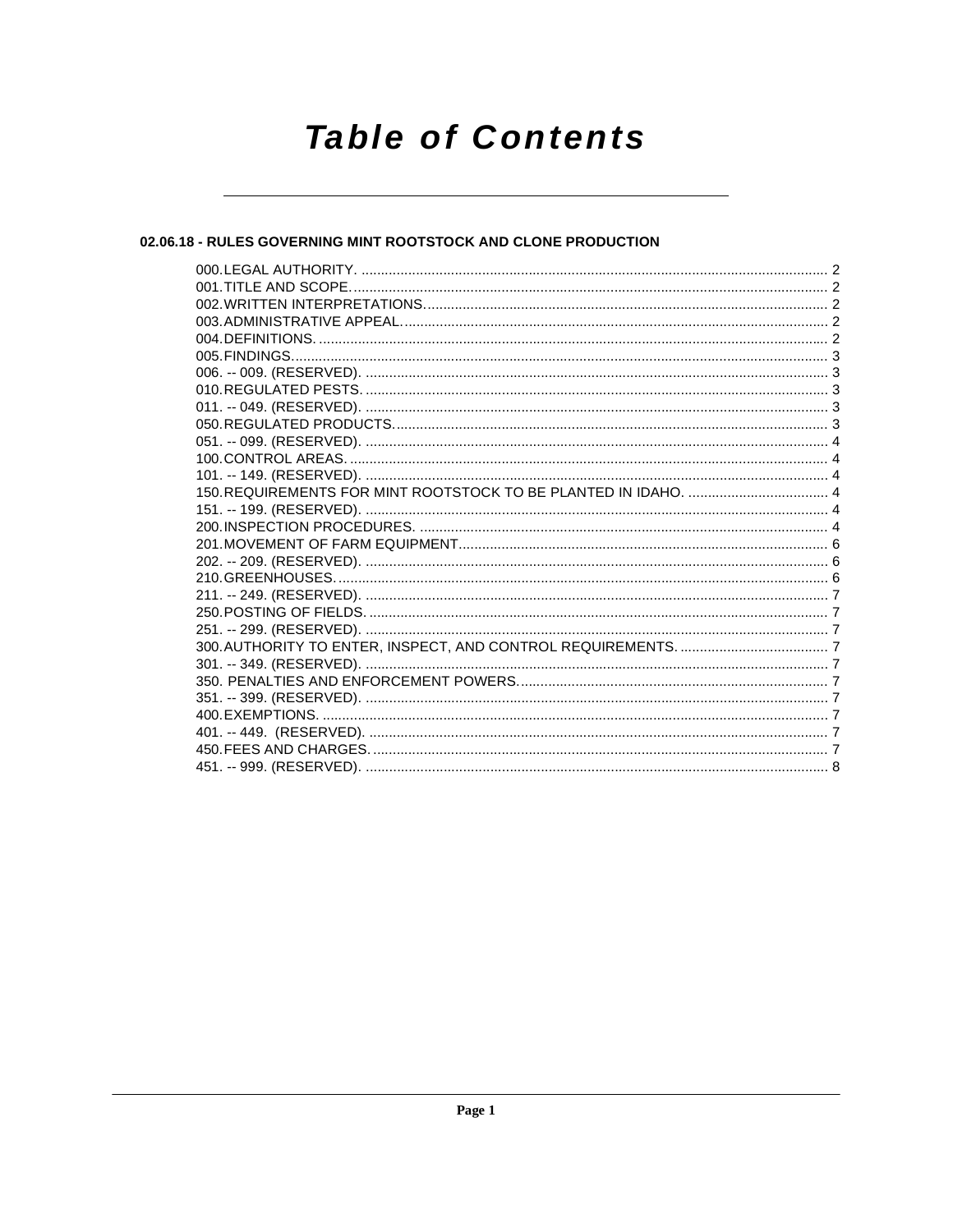# Table of Contents

## 02.06.18 - RULES GOVERNING MINT ROOTSTOCK AND CLONE PRODUCTION

000. LEGAL AUTHORITY. ........................................................ 2
001. TITLE AND SCOPE. ........................................................ 2
002. WRITTEN INTERPRETATIONS. ........................................................ 2
003. ADMINISTRATIVE APPEAL. ........................................................ 2
004. DEFINITIONS. ........................................................ 2
005. FINDINGS. ........................................................ 3
006. -- 009. (RESERVED). ........................................................ 3
010. REGULATED PESTS. ........................................................ 3
011. -- 049. (RESERVED). ........................................................ 3
050. REGULATED PRODUCTS. ........................................................ 3
051. -- 099. (RESERVED). ........................................................ 4
100. CONTROL AREAS. ........................................................ 4
101. -- 149. (RESERVED). ........................................................ 4
150. REQUIREMENTS FOR MINT ROOTSTOCK TO BE PLANTED IN IDAHO. ........................................................ 4
151. -- 199. (RESERVED). ........................................................ 4
200. INSPECTION PROCEDURES. ........................................................ 4
201. MOVEMENT OF FARM EQUIPMENT. ........................................................ 6
202. -- 209. (RESERVED). ........................................................ 6
210. GREENHOUSES. ........................................................ 6
211. -- 249. (RESERVED). ........................................................ 7
250. POSTING OF FIELDS. ........................................................ 7
251. -- 299. (RESERVED). ........................................................ 7
300. AUTHORITY TO ENTER, INSPECT, AND CONTROL REQUIREMENTS. ........................................................ 7
301. -- 349. (RESERVED). ........................................................ 7
350. PENALTIES AND ENFORCEMENT POWERS. ........................................................ 7
351. -- 399. (RESERVED). ........................................................ 7
400. EXEMPTIONS. ........................................................ 7
401. -- 449. (RESERVED). ........................................................ 7
450. FEES AND CHARGES. ........................................................ 7
451. -- 999. (RESERVED). ........................................................ 8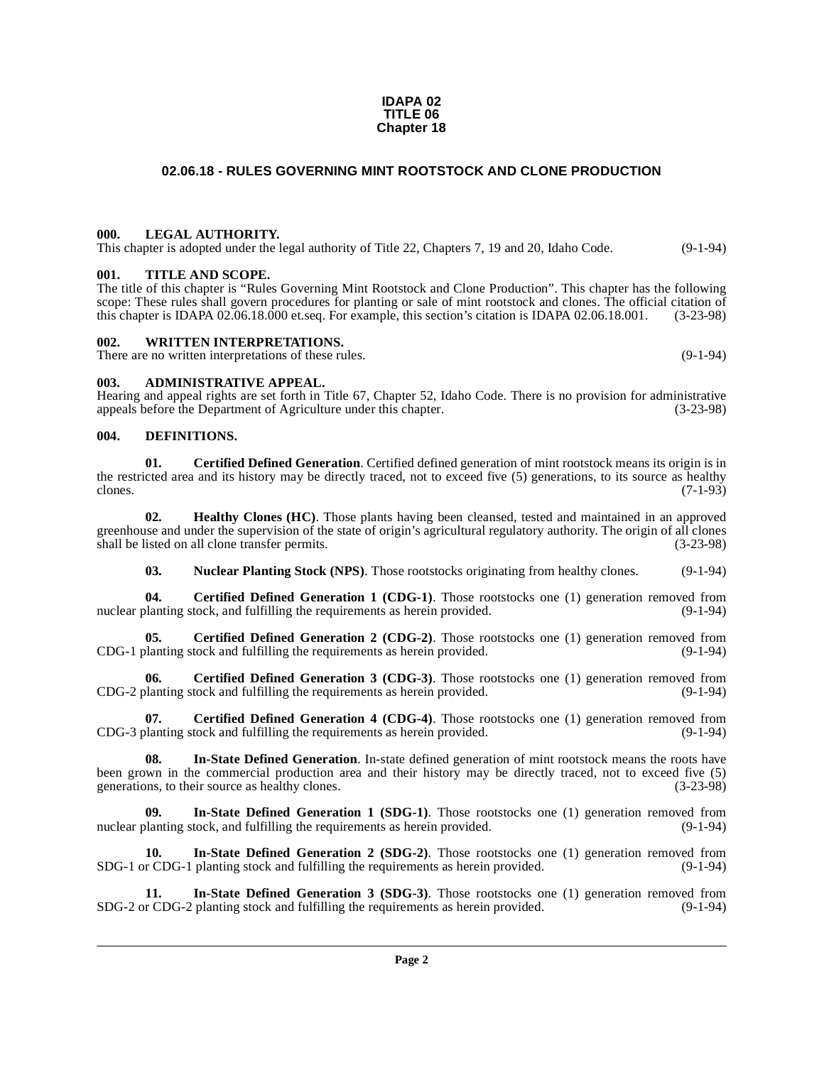**IDAPA 02**
**TITLE 06**
**Chapter 18**

## 02.06.18 - RULES GOVERNING MINT ROOTSTOCK AND CLONE PRODUCTION

### 000. LEGAL AUTHORITY.

This chapter is adopted under the legal authority of Title 22, Chapters 7, 19 and 20, Idaho Code. (9-1-94)

### 001. TITLE AND SCOPE.

The title of this chapter is "Rules Governing Mint Rootstock and Clone Production". This chapter has the following scope: These rules shall govern procedures for planting or sale of mint rootstock and clones. The official citation of this chapter is IDAPA 02.06.18.000 et.seq. For example, this section's citation is IDAPA 02.06.18.001. (3-23-98)

### 002. WRITTEN INTERPRETATIONS.

There are no written interpretations of these rules. (9-1-94)

### 003. ADMINISTRATIVE APPEAL.

Hearing and appeal rights are set forth in Title 67, Chapter 52, Idaho Code. There is no provision for administrative appeals before the Department of Agriculture under this chapter. (3-23-98)

### 004. DEFINITIONS.

**01. Certified Defined Generation**. Certified defined generation of mint rootstock means its origin is in the restricted area and its history may be directly traced, not to exceed five (5) generations, to its source as healthy clones. (7-1-93)

**02. Healthy Clones (HC)**. Those plants having been cleansed, tested and maintained in an approved greenhouse and under the supervision of the state of origin's agricultural regulatory authority. The origin of all clones shall be listed on all clone transfer permits. (3-23-98)

**03. Nuclear Planting Stock (NPS)**. Those rootstocks originating from healthy clones. (9-1-94)

**04. Certified Defined Generation 1 (CDG-1)**. Those rootstocks one (1) generation removed from nuclear planting stock, and fulfilling the requirements as herein provided. (9-1-94)

**05. Certified Defined Generation 2 (CDG-2)**. Those rootstocks one (1) generation removed from CDG-1 planting stock and fulfilling the requirements as herein provided. (9-1-94)

**06. Certified Defined Generation 3 (CDG-3)**. Those rootstocks one (1) generation removed from CDG-2 planting stock and fulfilling the requirements as herein provided. (9-1-94)

**07. Certified Defined Generation 4 (CDG-4)**. Those rootstocks one (1) generation removed from CDG-3 planting stock and fulfilling the requirements as herein provided. (9-1-94)

**08. In-State Defined Generation**. In-state defined generation of mint rootstock means the roots have been grown in the commercial production area and their history may be directly traced, not to exceed five (5) generations, to their source as healthy clones. (3-23-98)

**09. In-State Defined Generation 1 (SDG-1)**. Those rootstocks one (1) generation removed from nuclear planting stock, and fulfilling the requirements as herein provided. (9-1-94)

**10. In-State Defined Generation 2 (SDG-2)**. Those rootstocks one (1) generation removed from SDG-1 or CDG-1 planting stock and fulfilling the requirements as herein provided. (9-1-94)

**11. In-State Defined Generation 3 (SDG-3)**. Those rootstocks one (1) generation removed from SDG-2 or CDG-2 planting stock and fulfilling the requirements as herein provided. (9-1-94)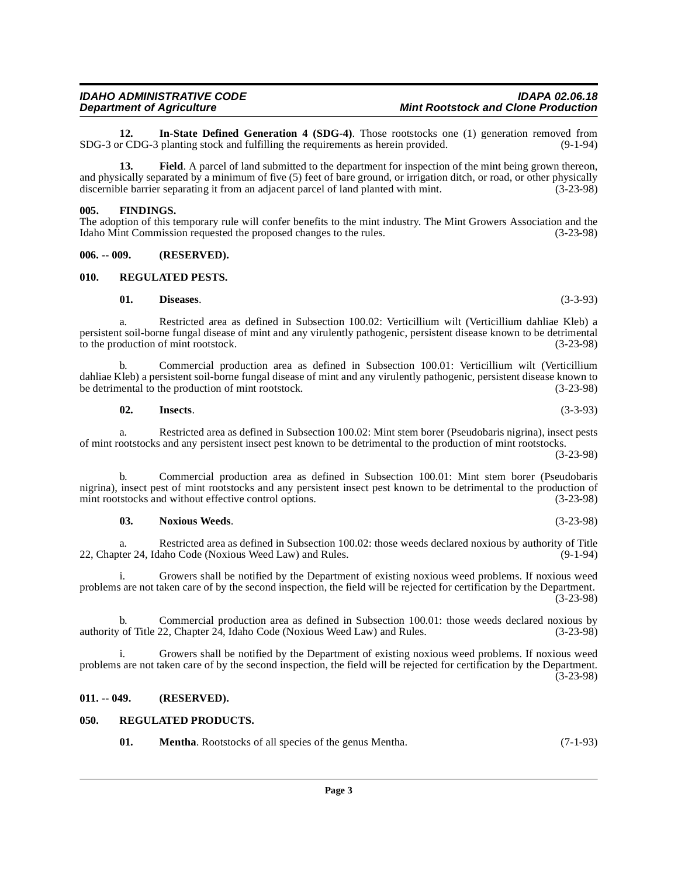**12. In-State Defined Generation 4 (SDG-4)**. Those rootstocks one (1) generation removed from SDG-3 or CDG-3 planting stock and fulfilling the requirements as herein provided. (9-1-94)

**13. Field**. A parcel of land submitted to the department for inspection of the mint being grown thereon, and physically separated by a minimum of five (5) feet of bare ground, or irrigation ditch, or road, or other physically discernible barrier separating it from an adjacent parcel of land planted with mint. (3-23-98)

## 005. FINDINGS.

The adoption of this temporary rule will confer benefits to the mint industry. The Mint Growers Association and the Idaho Mint Commission requested the proposed changes to the rules. (3-23-98)

## 006. -- 009. (RESERVED).

## 010. REGULATED PESTS.

**01. Diseases**. (3-3-93)

a. Restricted area as defined in Subsection 100.02: Verticillium wilt (Verticillium dahliae Kleb) a persistent soil-borne fungal disease of mint and any virulently pathogenic, persistent disease known to be detrimental to the production of mint rootstock. (3-23-98)

b. Commercial production area as defined in Subsection 100.01: Verticillium wilt (Verticillium dahliae Kleb) a persistent soil-borne fungal disease of mint and any virulently pathogenic, persistent disease known to be detrimental to the production of mint rootstock. (3-23-98)

**02. Insects**. (3-3-93)

a. Restricted area as defined in Subsection 100.02: Mint stem borer (Pseudobaris nigrina), insect pests of mint rootstocks and any persistent insect pest known to be detrimental to the production of mint rootstocks. (3-23-98)

b. Commercial production area as defined in Subsection 100.01: Mint stem borer (Pseudobaris nigrina), insect pest of mint rootstocks and any persistent insect pest known to be detrimental to the production of mint rootstocks and without effective control options. (3-23-98)

**03. Noxious Weeds**. (3-23-98)

a. Restricted area as defined in Subsection 100.02: those weeds declared noxious by authority of Title 22, Chapter 24, Idaho Code (Noxious Weed Law) and Rules. (9-1-94)

i. Growers shall be notified by the Department of existing noxious weed problems. If noxious weed problems are not taken care of by the second inspection, the field will be rejected for certification by the Department. (3-23-98)

b. Commercial production area as defined in Subsection 100.01: those weeds declared noxious by authority of Title 22, Chapter 24, Idaho Code (Noxious Weed Law) and Rules. (3-23-98)

i. Growers shall be notified by the Department of existing noxious weed problems. If noxious weed problems are not taken care of by the second inspection, the field will be rejected for certification by the Department. (3-23-98)

## 011. -- 049. (RESERVED).

## 050. REGULATED PRODUCTS.

**01. Mentha**. Rootstocks of all species of the genus Mentha. (7-1-93)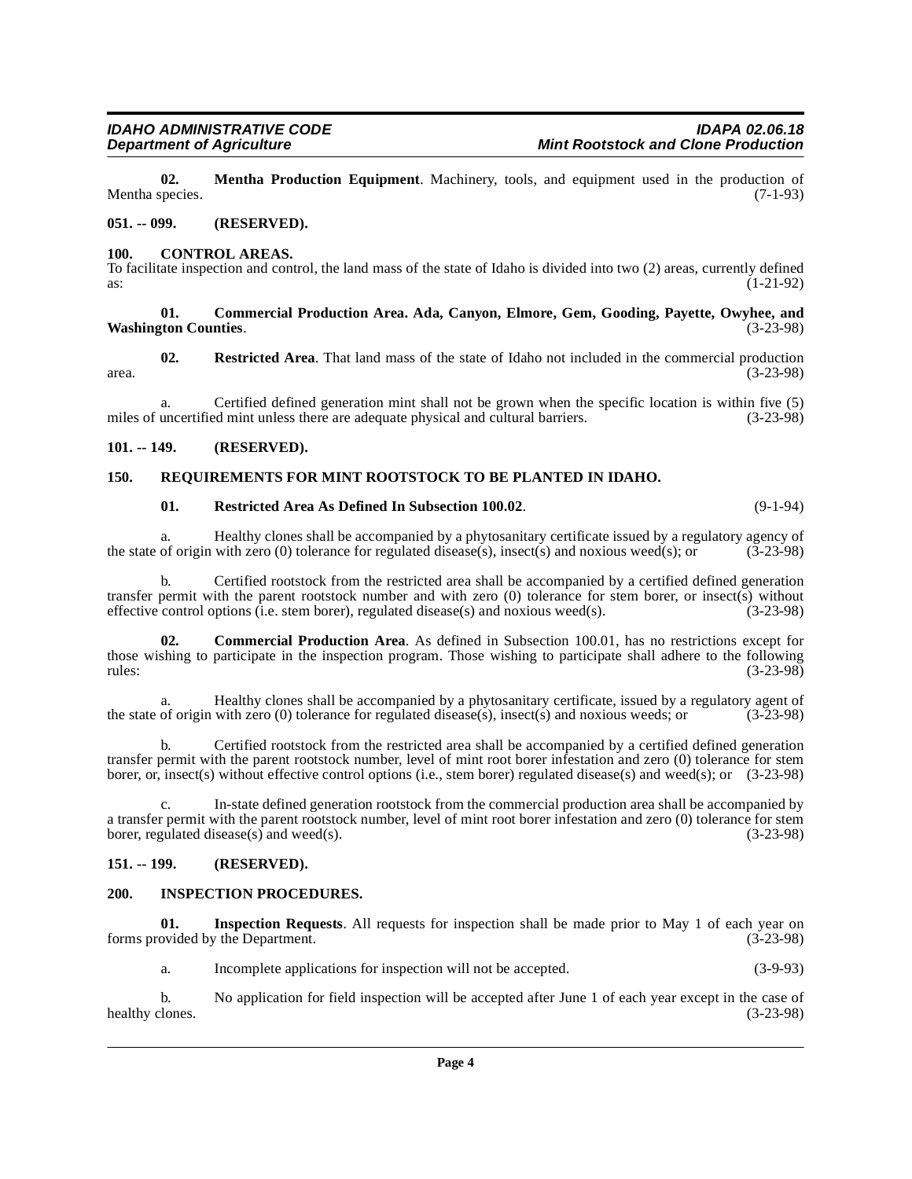**02. Mentha Production Equipment**. Machinery, tools, and equipment used in the production of Mentha species. (7-1-93)

**051. -- 099. (RESERVED).**

**100. CONTROL AREAS.**

To facilitate inspection and control, the land mass of the state of Idaho is divided into two (2) areas, currently defined as: (1-21-92)

**01. Commercial Production Area. Ada, Canyon, Elmore, Gem, Gooding, Payette, Owyhee, and Washington Counties**. (3-23-98)

**02. Restricted Area**. That land mass of the state of Idaho not included in the commercial production area. (3-23-98)

a. Certified defined generation mint shall not be grown when the specific location is within five (5) miles of uncertified mint unless there are adequate physical and cultural barriers. (3-23-98)

**101. -- 149. (RESERVED).**

**150. REQUIREMENTS FOR MINT ROOTSTOCK TO BE PLANTED IN IDAHO.**

**01. Restricted Area As Defined In Subsection 100.02**. (9-1-94)

a. Healthy clones shall be accompanied by a phytosanitary certificate issued by a regulatory agency of the state of origin with zero (0) tolerance for regulated disease(s), insect(s) and noxious weed(s); or (3-23-98)

b. Certified rootstock from the restricted area shall be accompanied by a certified defined generation transfer permit with the parent rootstock number and with zero (0) tolerance for stem borer, or insect(s) without effective control options (i.e. stem borer), regulated disease(s) and noxious weed(s). (3-23-98)

**02. Commercial Production Area**. As defined in Subsection 100.01, has no restrictions except for those wishing to participate in the inspection program. Those wishing to participate shall adhere to the following rules: (3-23-98)

a. Healthy clones shall be accompanied by a phytosanitary certificate, issued by a regulatory agent of the state of origin with zero (0) tolerance for regulated disease(s), insect(s) and noxious weeds; or (3-23-98)

b. Certified rootstock from the restricted area shall be accompanied by a certified defined generation transfer permit with the parent rootstock number, level of mint root borer infestation and zero (0) tolerance for stem borer, or, insect(s) without effective control options (i.e., stem borer) regulated disease(s) and weed(s); or (3-23-98)

c. In-state defined generation rootstock from the commercial production area shall be accompanied by a transfer permit with the parent rootstock number, level of mint root borer infestation and zero (0) tolerance for stem borer, regulated disease(s) and weed(s). (3-23-98)

**151. -- 199. (RESERVED).**

**200. INSPECTION PROCEDURES.**

**01. Inspection Requests**. All requests for inspection shall be made prior to May 1 of each year on forms provided by the Department. (3-23-98)

a. Incomplete applications for inspection will not be accepted. (3-9-93)

b. No application for field inspection will be accepted after June 1 of each year except in the case of healthy clones. (3-23-98)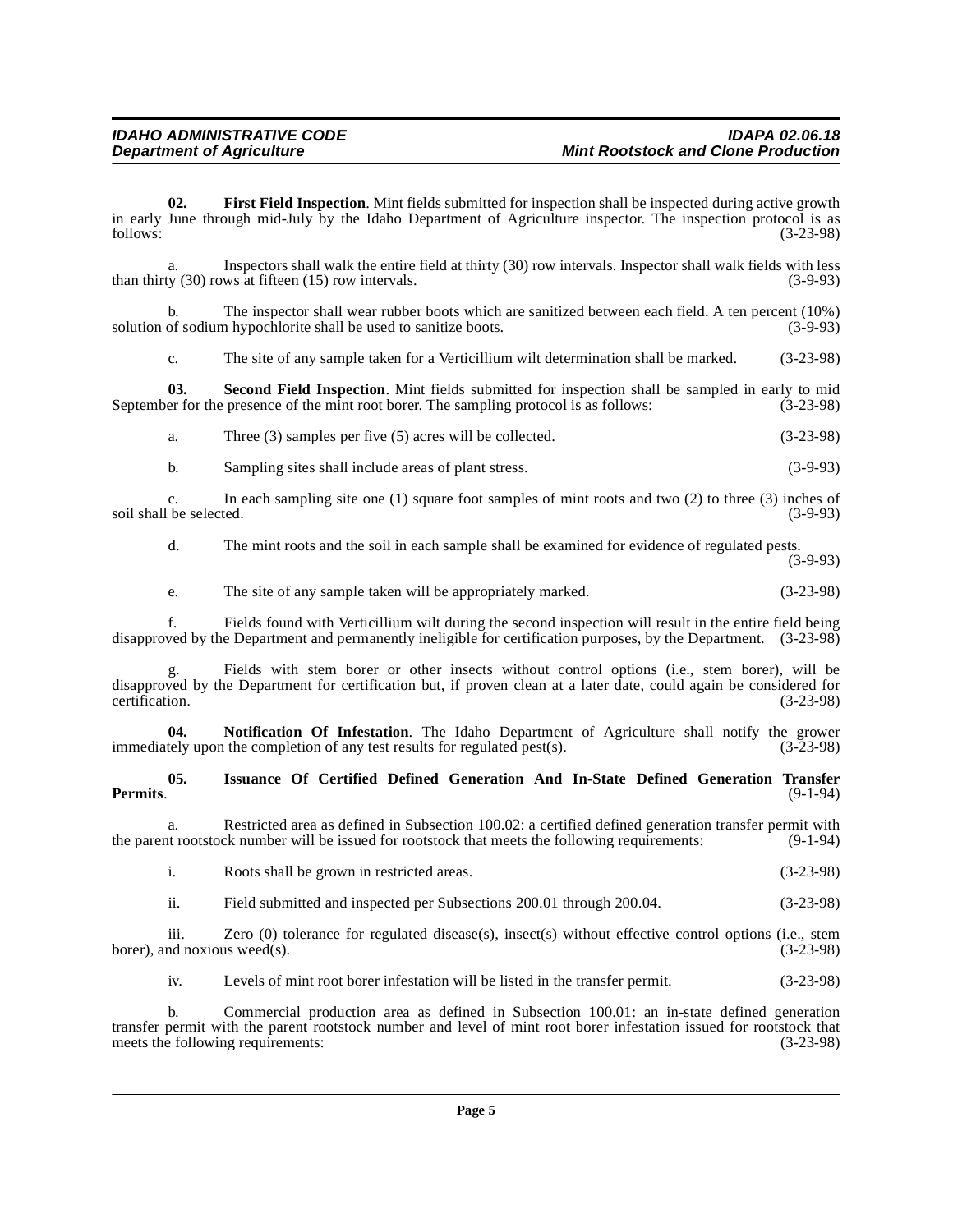**02. First Field Inspection**. Mint fields submitted for inspection shall be inspected during active growth in early June through mid-July by the Idaho Department of Agriculture inspector. The inspection protocol is as follows: (3-23-98)

a. Inspectors shall walk the entire field at thirty (30) row intervals. Inspector shall walk fields with less than thirty (30) rows at fifteen (15) row intervals. (3-9-93)

b. The inspector shall wear rubber boots which are sanitized between each field. A ten percent (10%) solution of sodium hypochlorite shall be used to sanitize boots. (3-9-93)

c. The site of any sample taken for a Verticillium wilt determination shall be marked. (3-23-98)

**03. Second Field Inspection**. Mint fields submitted for inspection shall be sampled in early to mid September for the presence of the mint root borer. The sampling protocol is as follows: (3-23-98)

a. Three (3) samples per five (5) acres will be collected. (3-23-98)

b. Sampling sites shall include areas of plant stress. (3-9-93)

c. In each sampling site one (1) square foot samples of mint roots and two (2) to three (3) inches of soil shall be selected. (3-9-93)

d. The mint roots and the soil in each sample shall be examined for evidence of regulated pests. (3-9-93)

e. The site of any sample taken will be appropriately marked. (3-23-98)

f. Fields found with Verticillium wilt during the second inspection will result in the entire field being disapproved by the Department and permanently ineligible for certification purposes, by the Department. (3-23-98)

g. Fields with stem borer or other insects without control options (i.e., stem borer), will be disapproved by the Department for certification but, if proven clean at a later date, could again be considered for certification. (3-23-98)

**04. Notification Of Infestation**. The Idaho Department of Agriculture shall notify the grower immediately upon the completion of any test results for regulated pest(s). (3-23-98)

**05. Issuance Of Certified Defined Generation And In-State Defined Generation Transfer Permits**. (9-1-94)

a. Restricted area as defined in Subsection 100.02: a certified defined generation transfer permit with the parent rootstock number will be issued for rootstock that meets the following requirements: (9-1-94)

i. Roots shall be grown in restricted areas. (3-23-98)

ii. Field submitted and inspected per Subsections 200.01 through 200.04. (3-23-98)

iii. Zero (0) tolerance for regulated disease(s), insect(s) without effective control options (i.e., stem borer), and noxious weed(s). (3-23-98)

iv. Levels of mint root borer infestation will be listed in the transfer permit. (3-23-98)

b. Commercial production area as defined in Subsection 100.01: an in-state defined generation transfer permit with the parent rootstock number and level of mint root borer infestation issued for rootstock that meets the following requirements: (3-23-98)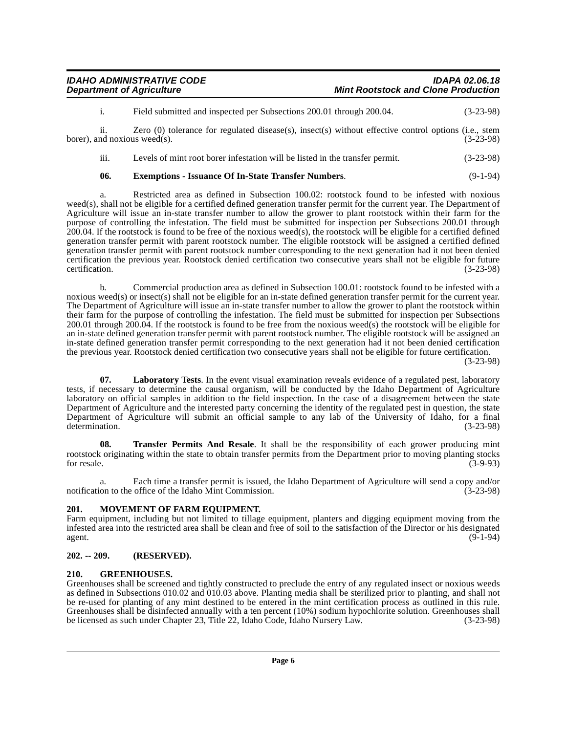i. Field submitted and inspected per Subsections 200.01 through 200.04. (3-23-98)

ii. Zero (0) tolerance for regulated disease(s), insect(s) without effective control options (i.e., stem borer), and noxious weed(s). (3-23-98)

iii. Levels of mint root borer infestation will be listed in the transfer permit. (3-23-98)

**06. Exemptions - Issuance Of In-State Transfer Numbers**. (9-1-94)

a. Restricted area as defined in Subsection 100.02: rootstock found to be infested with noxious weed(s), shall not be eligible for a certified defined generation transfer permit for the current year. The Department of Agriculture will issue an in-state transfer number to allow the grower to plant rootstock within their farm for the purpose of controlling the infestation. The field must be submitted for inspection per Subsections 200.01 through 200.04. If the rootstock is found to be free of the noxious weed(s), the rootstock will be eligible for a certified defined generation transfer permit with parent rootstock number. The eligible rootstock will be assigned a certified defined generation transfer permit with parent rootstock number corresponding to the next generation had it not been denied certification the previous year. Rootstock denied certification two consecutive years shall not be eligible for future certification. (3-23-98)

b. Commercial production area as defined in Subsection 100.01: rootstock found to be infested with a noxious weed(s) or insect(s) shall not be eligible for an in-state defined generation transfer permit for the current year. The Department of Agriculture will issue an in-state transfer number to allow the grower to plant the rootstock within their farm for the purpose of controlling the infestation. The field must be submitted for inspection per Subsections 200.01 through 200.04. If the rootstock is found to be free from the noxious weed(s) the rootstock will be eligible for an in-state defined generation transfer permit with parent rootstock number. The eligible rootstock will be assigned an in-state defined generation transfer permit corresponding to the next generation had it not been denied certification the previous year. Rootstock denied certification two consecutive years shall not be eligible for future certification. (3-23-98)

**07. Laboratory Tests**. In the event visual examination reveals evidence of a regulated pest, laboratory tests, if necessary to determine the causal organism, will be conducted by the Idaho Department of Agriculture laboratory on official samples in addition to the field inspection. In the case of a disagreement between the state Department of Agriculture and the interested party concerning the identity of the regulated pest in question, the state Department of Agriculture will submit an official sample to any lab of the University of Idaho, for a final determination. (3-23-98)

**08. Transfer Permits And Resale**. It shall be the responsibility of each grower producing mint rootstock originating within the state to obtain transfer permits from the Department prior to moving planting stocks for resale. (3-9-93)

a. Each time a transfer permit is issued, the Idaho Department of Agriculture will send a copy and/or notification to the office of the Idaho Mint Commission. (3-23-98)

## 201. MOVEMENT OF FARM EQUIPMENT.

Farm equipment, including but not limited to tillage equipment, planters and digging equipment moving from the infested area into the restricted area shall be clean and free of soil to the satisfaction of the Director or his designated agent. (9-1-94)

## 202. -- 209. (RESERVED).

## 210. GREENHOUSES.

Greenhouses shall be screened and tightly constructed to preclude the entry of any regulated insect or noxious weeds as defined in Subsections 010.02 and 010.03 above. Planting media shall be sterilized prior to planting, and shall not be re-used for planting of any mint destined to be entered in the mint certification process as outlined in this rule. Greenhouses shall be disinfected annually with a ten percent (10%) sodium hypochlorite solution. Greenhouses shall be licensed as such under Chapter 23, Title 22, Idaho Code, Idaho Nursery Law. (3-23-98)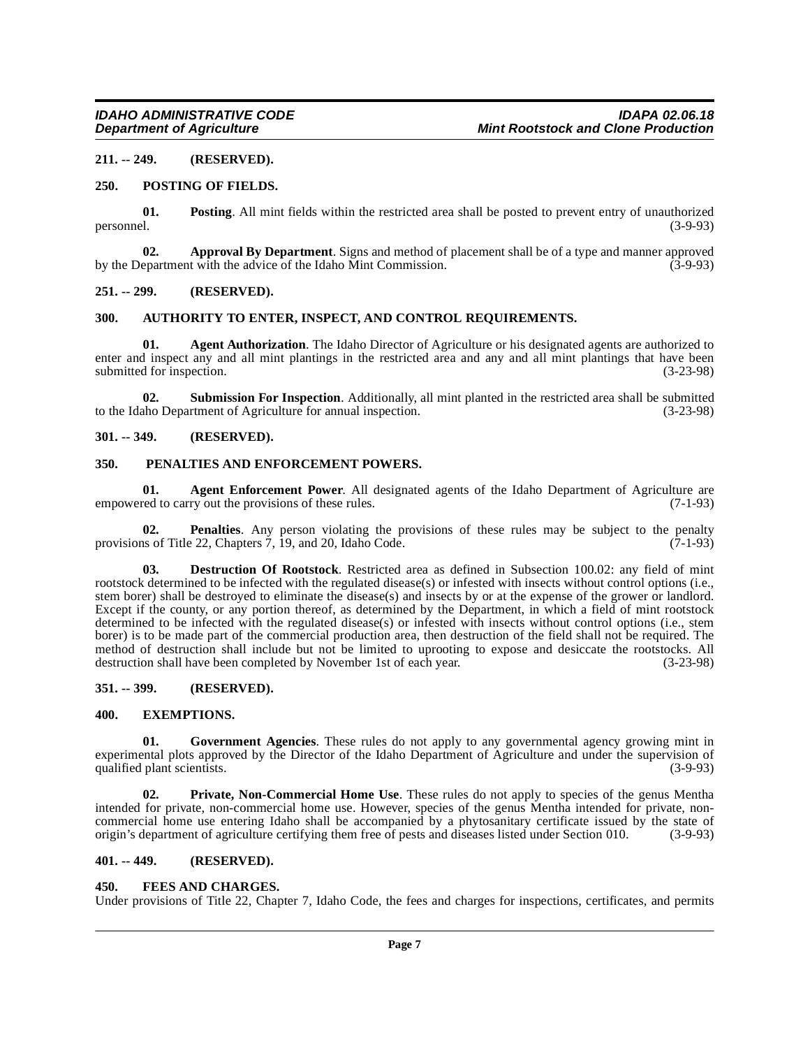**211. -- 249. (RESERVED).**

**250. POSTING OF FIELDS.**

**01. Posting**. All mint fields within the restricted area shall be posted to prevent entry of unauthorized personnel. (3-9-93)

**02. Approval By Department**. Signs and method of placement shall be of a type and manner approved by the Department with the advice of the Idaho Mint Commission. (3-9-93)

**251. -- 299. (RESERVED).**

**300. AUTHORITY TO ENTER, INSPECT, AND CONTROL REQUIREMENTS.**

**01. Agent Authorization**. The Idaho Director of Agriculture or his designated agents are authorized to enter and inspect any and all mint plantings in the restricted area and any and all mint plantings that have been submitted for inspection. (3-23-98)

**02. Submission For Inspection**. Additionally, all mint planted in the restricted area shall be submitted to the Idaho Department of Agriculture for annual inspection. (3-23-98)

**301. -- 349. (RESERVED).**

**350. PENALTIES AND ENFORCEMENT POWERS.**

**01. Agent Enforcement Power**. All designated agents of the Idaho Department of Agriculture are empowered to carry out the provisions of these rules. (7-1-93)

**02. Penalties**. Any person violating the provisions of these rules may be subject to the penalty provisions of Title 22, Chapters 7, 19, and 20, Idaho Code. (7-1-93)

**03. Destruction Of Rootstock**. Restricted area as defined in Subsection 100.02: any field of mint rootstock determined to be infected with the regulated disease(s) or infested with insects without control options (i.e., stem borer) shall be destroyed to eliminate the disease(s) and insects by or at the expense of the grower or landlord. Except if the county, or any portion thereof, as determined by the Department, in which a field of mint rootstock determined to be infected with the regulated disease(s) or infested with insects without control options (i.e., stem borer) is to be made part of the commercial production area, then destruction of the field shall not be required. The method of destruction shall include but not be limited to uprooting to expose and desiccate the rootstocks. All destruction shall have been completed by November 1st of each year. (3-23-98)

**351. -- 399. (RESERVED).**

**400. EXEMPTIONS.**

**01. Government Agencies**. These rules do not apply to any governmental agency growing mint in experimental plots approved by the Director of the Idaho Department of Agriculture and under the supervision of qualified plant scientists. (3-9-93)

**02. Private, Non-Commercial Home Use**. These rules do not apply to species of the genus Mentha intended for private, non-commercial home use. However, species of the genus Mentha intended for private, non-commercial home use entering Idaho shall be accompanied by a phytosanitary certificate issued by the state of origin's department of agriculture certifying them free of pests and diseases listed under Section 010. (3-9-93)

**401. -- 449. (RESERVED).**

**450. FEES AND CHARGES.**

Under provisions of Title 22, Chapter 7, Idaho Code, the fees and charges for inspections, certificates, and permits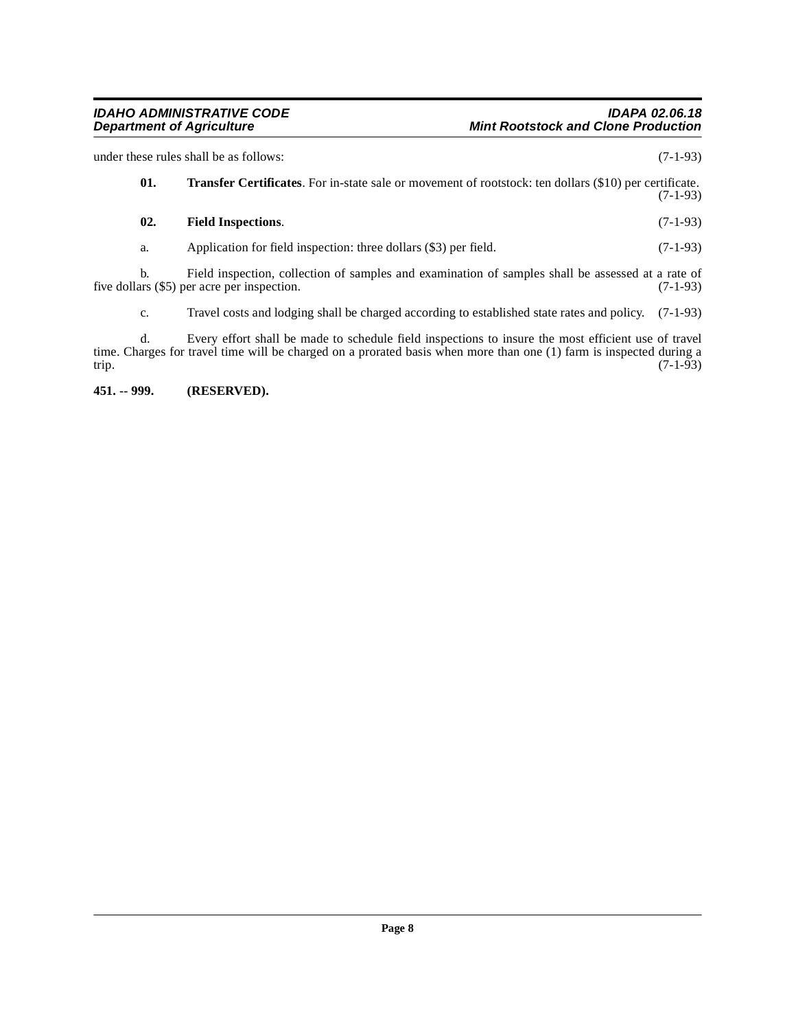under these rules shall be as follows: (7-1-93)

**01. Transfer Certificates**. For in-state sale or movement of rootstock: ten dollars ($10) per certificate. (7-1-93)

**02. Field Inspections**. (7-1-93)

a. Application for field inspection: three dollars ($3) per field. (7-1-93)

b. Field inspection, collection of samples and examination of samples shall be assessed at a rate of five dollars ($5) per acre per inspection. (7-1-93)

c. Travel costs and lodging shall be charged according to established state rates and policy. (7-1-93)

d. Every effort shall be made to schedule field inspections to insure the most efficient use of travel time. Charges for travel time will be charged on a prorated basis when more than one (1) farm is inspected during a trip. (7-1-93)

**451. -- 999. (RESERVED).**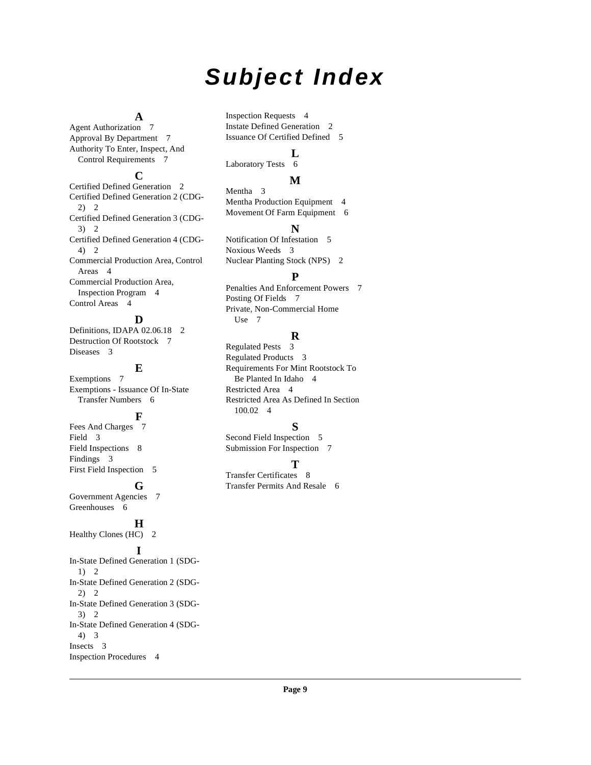# Subject Index

**A**

Agent Authorization 7
Approval By Department 7
Authority To Enter, Inspect, And Control Requirements 7

**C**

Certified Defined Generation 2
Certified Defined Generation 2 (CDG-2) 2
Certified Defined Generation 3 (CDG-3) 2
Certified Defined Generation 4 (CDG-4) 2
Commercial Production Area, Control Areas 4
Commercial Production Area, Inspection Program 4
Control Areas 4

**D**

Definitions, IDAPA 02.06.18 2
Destruction Of Rootstock 7
Diseases 3

**E**

Exemptions 7
Exemptions - Issuance Of In-State Transfer Numbers 6

**F**

Fees And Charges 7
Field 3
Field Inspections 8
Findings 3
First Field Inspection 5

**G**

Government Agencies 7
Greenhouses 6

**H**

Healthy Clones (HC) 2

**I**

In-State Defined Generation 1 (SDG-1) 2
In-State Defined Generation 2 (SDG-2) 2
In-State Defined Generation 3 (SDG-3) 2
In-State Defined Generation 4 (SDG-4) 3
Insects 3
Inspection Procedures 4
Inspection Requests 4
Instate Defined Generation 2
Issuance Of Certified Defined 5

**L**

Laboratory Tests 6

**M**

Mentha 3
Mentha Production Equipment 4
Movement Of Farm Equipment 6

**N**

Notification Of Infestation 5
Noxious Weeds 3
Nuclear Planting Stock (NPS) 2

**P**

Penalties And Enforcement Powers 7
Posting Of Fields 7
Private, Non-Commercial Home Use 7

**R**

Regulated Pests 3
Regulated Products 3
Requirements For Mint Rootstock To Be Planted In Idaho 4
Restricted Area 4
Restricted Area As Defined In Section 100.02 4

**S**

Second Field Inspection 5
Submission For Inspection 7

**T**

Transfer Certificates 8
Transfer Permits And Resale 6